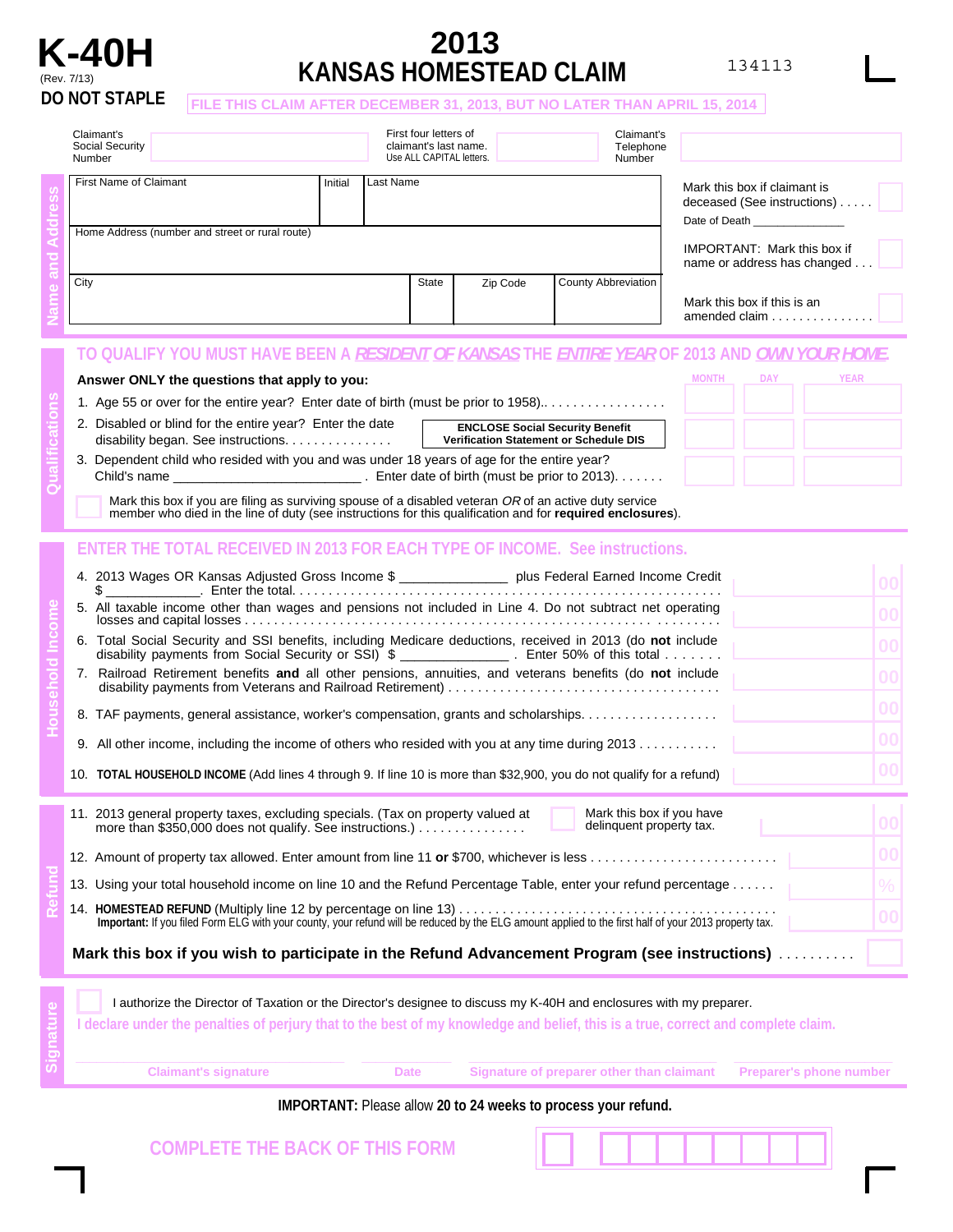# K-40H

(Rev. 7/13)

**DO NOT STAPLE**

# 2013 KANSAS HOMESTEAD CLAIM

134113

FILE THIS CLAIM AFTER DECEMBER 31, 2013, BUT NO LATER THAN APRIL 15, 2014

| Claimant's Social Security Number | | First four letters of claimant's last name. Use ALL CAPITAL letters. | | Claimant's Telephone Number | |
|---|---|---|---|---|---|

## Name and Address

| First Name of Claimant | Initial | Last Name | |
|---|---|---|---|
| Home Address (number and street or rural route) | | | |
| City | State | Zip Code | County Abbreviation |

- Mark this box if claimant is deceased (See instructions) . . . . . ☐ Date of Death ______________
- IMPORTANT: Mark this box if name or address has changed . . . ☐
- Mark this box if this is an amended claim . . . . . . . . . . . . . . . ☐

## Qualifications

TO QUALIFY YOU MUST HAVE BEEN A *RESIDENT OF KANSAS* THE *ENTIRE YEAR* OF 2013 AND *OWN YOUR HOME.*

**Answer ONLY the questions that apply to you:**

| | MONTH | DAY | YEAR |
|---|---|---|---|
| 1. Age 55 or over for the entire year? Enter date of birth (must be prior to 1958).. . . . . . . . . . . . . . . . . | | | |
| 2. Disabled or blind for the entire year? Enter the date disability began. See instructions. . . . . . . . . . . . . . . **ENCLOSE Social Security Benefit Verification Statement or Schedule DIS** | | | |
| 3. Dependent child who resided with you and was under 18 years of age for the entire year? Child's name ________________________ . Enter date of birth (must be prior to 2013). . . . . . . | | | |

☐ Mark this box if you are filing as surviving spouse of a disabled veteran *OR* of an active duty service member who died in the line of duty (see instructions for this qualification and for **required enclosures**).

## Household Income

ENTER THE TOTAL RECEIVED IN 2013 FOR EACH TYPE OF INCOME. See instructions.

| Line | Description | Amount |
|---|---|---|
| 4. | 2013 Wages OR Kansas Adjusted Gross Income $ ______________ plus Federal Earned Income Credit $ ____________. Enter the total. . . . . . . . . . . . . . . . . . . . . . . . . . . . . . . . . . . . . . . . . . . . . . . . . . . . . . . . . | 00 |
| 5. | All taxable income other than wages and pensions not included in Line 4. Do not subtract net operating losses and capital losses . . . . . . . . . . . . . . . . . . . . . . . . . . . . . . . . . . . . . . . . . . . . . . . . . . . . . . . . . | 00 |
| 6. | Total Social Security and SSI benefits, including Medicare deductions, received in 2013 (do **not** include disability payments from Social Security or SSI) $ ______________ . Enter 50% of this total . . . . . . . | 00 |
| 7. | Railroad Retirement benefits **and** all other pensions, annuities, and veterans benefits (do **not** include disability payments from Veterans and Railroad Retirement) . . . . . . . . . . . . . . . . . . . . . . . . . . . . . . . . . . . . | 00 |
| 8. | TAF payments, general assistance, worker's compensation, grants and scholarships. . . . . . . . . . . . . . . . . . | 00 |
| 9. | All other income, including the income of others who resided with you at any time during 2013 . . . . . . . . . . . | 00 |
| 10. | **TOTAL HOUSEHOLD INCOME** (Add lines 4 through 9. If line 10 is more than $32,900, you do not qualify for a refund) | 00 |

## Refund

| Line | Description | Amount |
|---|---|---|
| 11. | 2013 general property taxes, excluding specials. (Tax on property valued at more than $350,000 does not qualify. See instructions.) . . . . . . . . . . . . . . . ☐ Mark this box if you have delinquent property tax. | 00 |
| 12. | Amount of property tax allowed. Enter amount from line 11 **or** $700, whichever is less . . . . . . . . . . . . . . . . . . . . . . . . . | 00 |
| 13. | Using your total household income on line 10 and the Refund Percentage Table, enter your refund percentage . . . . . . | % |
| 14. | **HOMESTEAD REFUND** (Multiply line 12 by percentage on line 13) . . . . . . . . . . . . . . . . . . . . . . . . . . . . . . . . . . . . . . . . . . . **Important:** If you filed Form ELG with your county, your refund will be reduced by the ELG amount applied to the first half of your 2013 property tax. | 00 |

**Mark this box if you wish to participate in the Refund Advancement Program (see instructions)** . . . . . . . . . . ☐

## Signature

☐ I authorize the Director of Taxation or the Director's designee to discuss my K-40H and enclosures with my preparer.

I declare under the penalties of perjury that to the best of my knowledge and belief, this is a true, correct and complete claim.

| Claimant's signature | Date | Signature of preparer other than claimant | Preparer's phone number |
|---|---|---|---|

**IMPORTANT:** Please allow **20 to 24 weeks to process your refund.**

COMPLETE THE BACK OF THIS FORM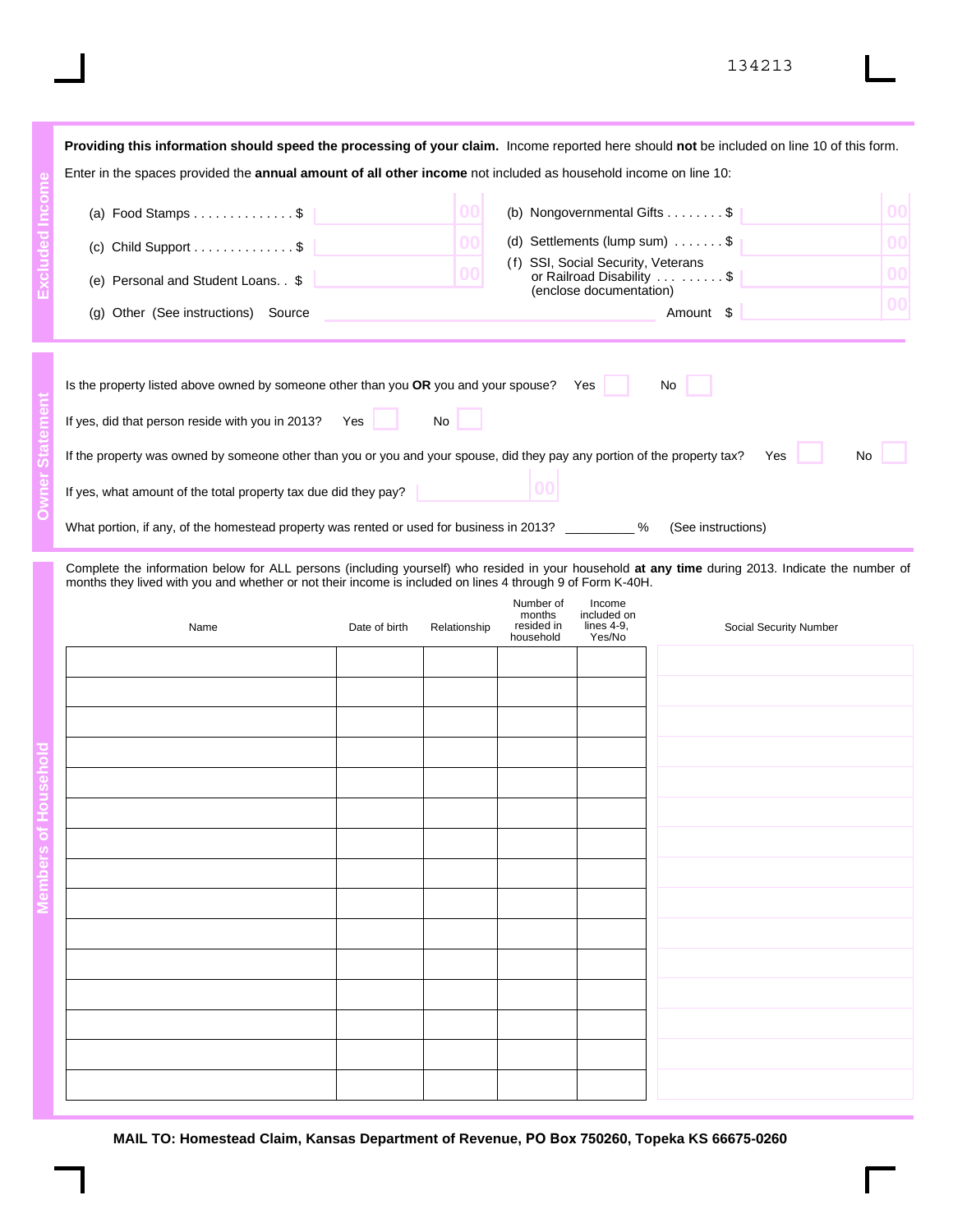134213

## Excluded Income

**Providing this information should speed the processing of your claim.** Income reported here should **not** be included on line 10 of this form.

Enter in the spaces provided the **annual amount of all other income** not included as household income on line 10:

(a) Food Stamps . . . . . . . . . . . . . . $ ______ 00

(b) Nongovernmental Gifts . . . . . . . . $ ______ 00

(c) Child Support . . . . . . . . . . . . . . $ ______ 00

(d) Settlements (lump sum) . . . . . . . $ ______ 00

(e) Personal and Student Loans. . $ ______ 00

(f) SSI, Social Security, Veterans or Railroad Disability . . . . . . . . . $ ______ 00 (enclose documentation)

(g) Other (See instructions) Source ______________________ Amount $ ______ 00

## Owner Statement

Is the property listed above owned by someone other than you **OR** you and your spouse? Yes ☐ No ☐

If yes, did that person reside with you in 2013? Yes ☐ No ☐

If the property was owned by someone other than you or you and your spouse, did they pay any portion of the property tax? Yes ☐ No ☐

If yes, what amount of the total property tax due did they pay? ______ 00

What portion, if any, of the homestead property was rented or used for business in 2013? _________ % (See instructions)

## Members of Household

Complete the information below for ALL persons (including yourself) who resided in your household **at any time** during 2013. Indicate the number of months they lived with you and whether or not their income is included on lines 4 through 9 of Form K-40H.

| Name | Date of birth | Relationship | Number of months resided in household | Income included on lines 4-9, Yes/No | Social Security Number |
|---|---|---|---|---|---|
| | | | | | |
| | | | | | |
| | | | | | |
| | | | | | |
| | | | | | |
| | | | | | |
| | | | | | |
| | | | | | |
| | | | | | |
| | | | | | |
| | | | | | |
| | | | | | |
| | | | | | |
| | | | | | |
| | | | | | |

**MAIL TO: Homestead Claim, Kansas Department of Revenue, PO Box 750260, Topeka KS 66675-0260**